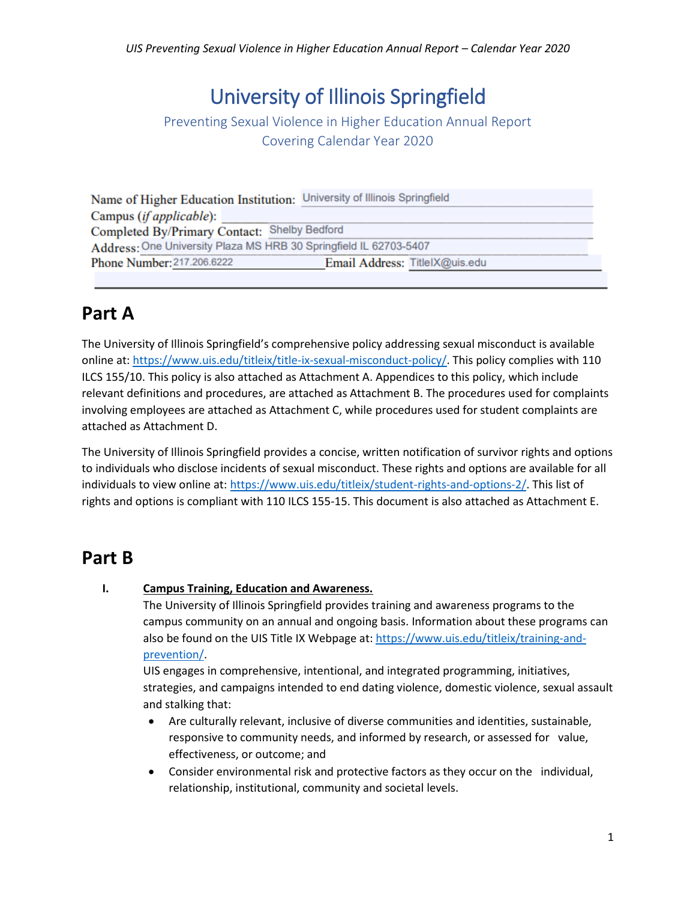# University of Illinois Springfield

Preventing Sexual Violence in Higher Education Annual Report
Covering Calendar Year 2020

Name of Higher Education Institution: University of Illinois Springfield
Campus (*if applicable*):
Completed By/Primary Contact: Shelby Bedford
Address: One University Plaza MS HRB 30 Springfield IL 62703-5407
Phone Number: 217.206.6222 Email Address: TitleIX@uis.edu

## Part A

The University of Illinois Springfield's comprehensive policy addressing sexual misconduct is available online at: https://www.uis.edu/titleix/title-ix-sexual-misconduct-policy/. This policy complies with 110 ILCS 155/10. This policy is also attached as Attachment A. Appendices to this policy, which include relevant definitions and procedures, are attached as Attachment B. The procedures used for complaints involving employees are attached as Attachment C, while procedures used for student complaints are attached as Attachment D.

The University of Illinois Springfield provides a concise, written notification of survivor rights and options to individuals who disclose incidents of sexual misconduct. These rights and options are available for all individuals to view online at: https://www.uis.edu/titleix/student-rights-and-options-2/. This list of rights and options is compliant with 110 ILCS 155-15. This document is also attached as Attachment E.

## Part B

I. **Campus Training, Education and Awareness.**

The University of Illinois Springfield provides training and awareness programs to the campus community on an annual and ongoing basis. Information about these programs can also be found on the UIS Title IX Webpage at: https://www.uis.edu/titleix/training-and-prevention/.

UIS engages in comprehensive, intentional, and integrated programming, initiatives, strategies, and campaigns intended to end dating violence, domestic violence, sexual assault and stalking that:

- Are culturally relevant, inclusive of diverse communities and identities, sustainable, responsive to community needs, and informed by research, or assessed for value, effectiveness, or outcome; and
- Consider environmental risk and protective factors as they occur on the individual, relationship, institutional, community and societal levels.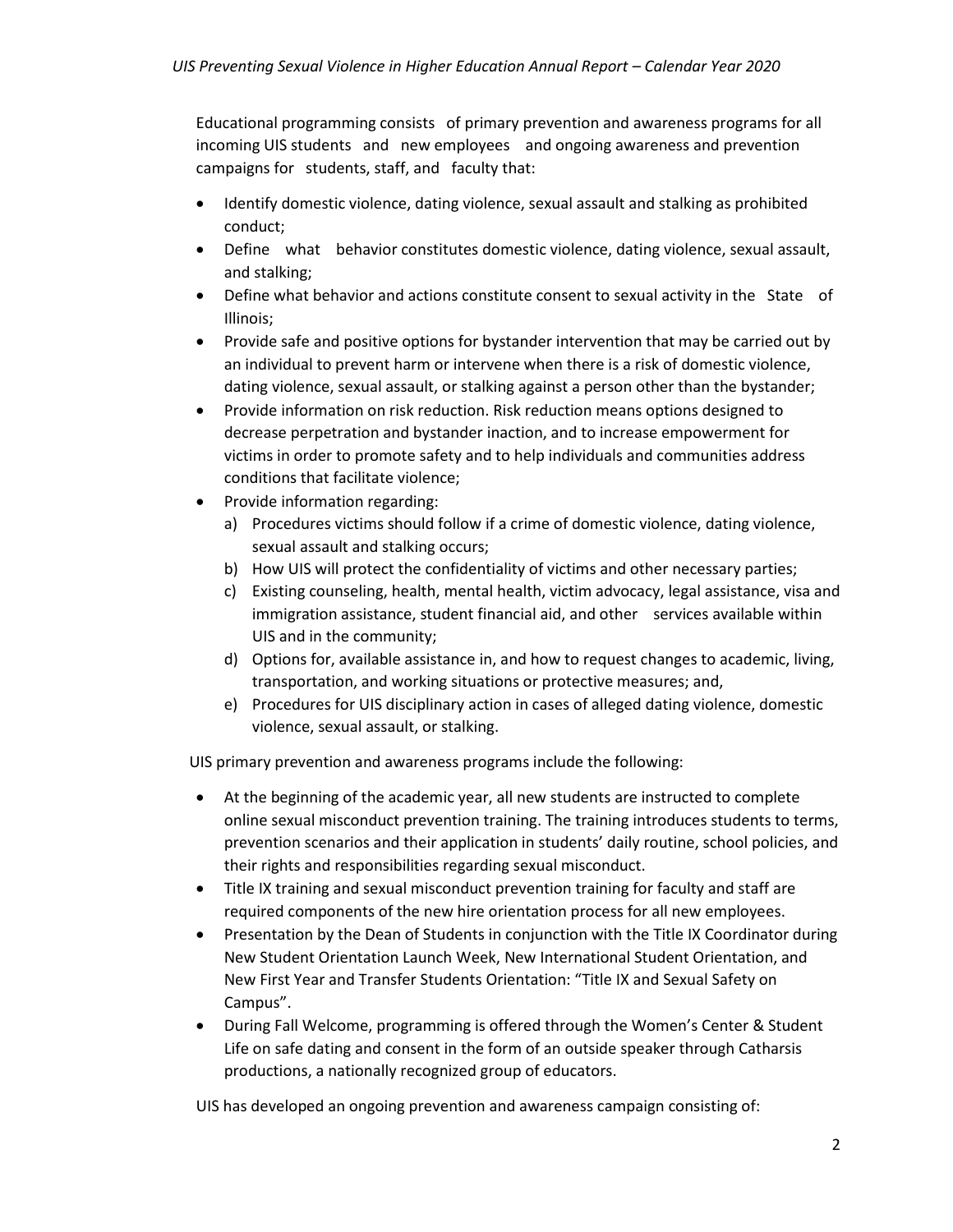Educational programming consists of primary prevention and awareness programs for all incoming UIS students and new employees and ongoing awareness and prevention campaigns for students, staff, and faculty that:

- Identify domestic violence, dating violence, sexual assault and stalking as prohibited conduct;
- Define what behavior constitutes domestic violence, dating violence, sexual assault, and stalking;
- Define what behavior and actions constitute consent to sexual activity in the State of Illinois;
- Provide safe and positive options for bystander intervention that may be carried out by an individual to prevent harm or intervene when there is a risk of domestic violence, dating violence, sexual assault, or stalking against a person other than the bystander;
- Provide information on risk reduction. Risk reduction means options designed to decrease perpetration and bystander inaction, and to increase empowerment for victims in order to promote safety and to help individuals and communities address conditions that facilitate violence;
- Provide information regarding:
  a) Procedures victims should follow if a crime of domestic violence, dating violence, sexual assault and stalking occurs;
  b) How UIS will protect the confidentiality of victims and other necessary parties;
  c) Existing counseling, health, mental health, victim advocacy, legal assistance, visa and immigration assistance, student financial aid, and other services available within UIS and in the community;
  d) Options for, available assistance in, and how to request changes to academic, living, transportation, and working situations or protective measures; and,
  e) Procedures for UIS disciplinary action in cases of alleged dating violence, domestic violence, sexual assault, or stalking.

UIS primary prevention and awareness programs include the following:

- At the beginning of the academic year, all new students are instructed to complete online sexual misconduct prevention training. The training introduces students to terms, prevention scenarios and their application in students' daily routine, school policies, and their rights and responsibilities regarding sexual misconduct.
- Title IX training and sexual misconduct prevention training for faculty and staff are required components of the new hire orientation process for all new employees.
- Presentation by the Dean of Students in conjunction with the Title IX Coordinator during New Student Orientation Launch Week, New International Student Orientation, and New First Year and Transfer Students Orientation: "Title IX and Sexual Safety on Campus".
- During Fall Welcome, programming is offered through the Women's Center & Student Life on safe dating and consent in the form of an outside speaker through Catharsis productions, a nationally recognized group of educators.

UIS has developed an ongoing prevention and awareness campaign consisting of: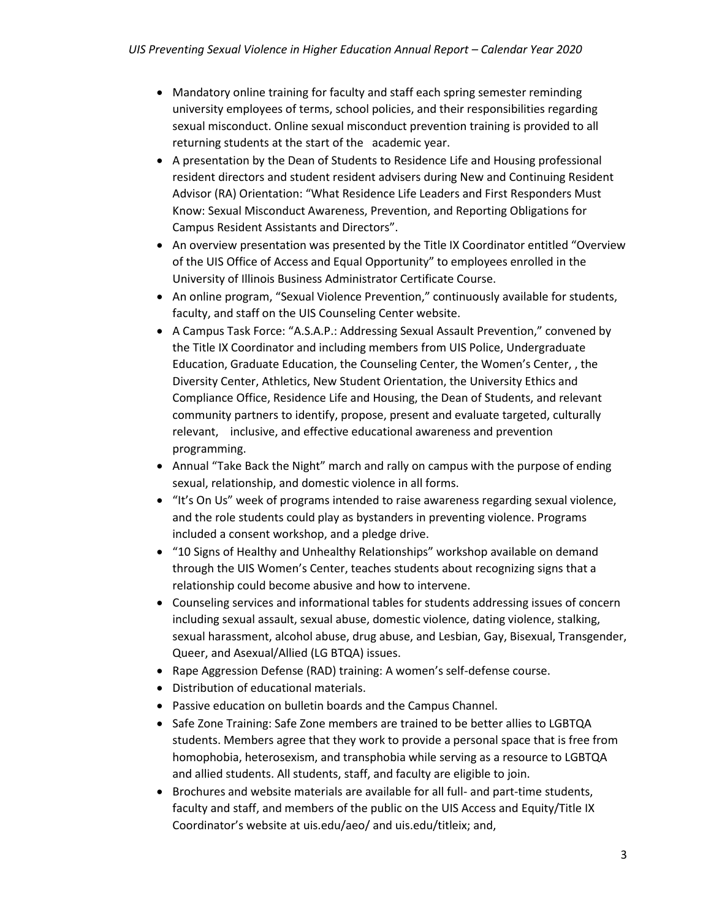- Mandatory online training for faculty and staff each spring semester reminding university employees of terms, school policies, and their responsibilities regarding sexual misconduct. Online sexual misconduct prevention training is provided to all returning students at the start of the academic year.
- A presentation by the Dean of Students to Residence Life and Housing professional resident directors and student resident advisers during New and Continuing Resident Advisor (RA) Orientation: "What Residence Life Leaders and First Responders Must Know: Sexual Misconduct Awareness, Prevention, and Reporting Obligations for Campus Resident Assistants and Directors".
- An overview presentation was presented by the Title IX Coordinator entitled "Overview of the UIS Office of Access and Equal Opportunity" to employees enrolled in the University of Illinois Business Administrator Certificate Course.
- An online program, "Sexual Violence Prevention," continuously available for students, faculty, and staff on the UIS Counseling Center website.
- A Campus Task Force: "A.S.A.P.: Addressing Sexual Assault Prevention," convened by the Title IX Coordinator and including members from UIS Police, Undergraduate Education, Graduate Education, the Counseling Center, the Women's Center, , the Diversity Center, Athletics, New Student Orientation, the University Ethics and Compliance Office, Residence Life and Housing, the Dean of Students, and relevant community partners to identify, propose, present and evaluate targeted, culturally relevant, inclusive, and effective educational awareness and prevention programming.
- Annual "Take Back the Night" march and rally on campus with the purpose of ending sexual, relationship, and domestic violence in all forms.
- "It's On Us" week of programs intended to raise awareness regarding sexual violence, and the role students could play as bystanders in preventing violence. Programs included a consent workshop, and a pledge drive.
- "10 Signs of Healthy and Unhealthy Relationships" workshop available on demand through the UIS Women's Center, teaches students about recognizing signs that a relationship could become abusive and how to intervene.
- Counseling services and informational tables for students addressing issues of concern including sexual assault, sexual abuse, domestic violence, dating violence, stalking, sexual harassment, alcohol abuse, drug abuse, and Lesbian, Gay, Bisexual, Transgender, Queer, and Asexual/Allied (LG BTQA) issues.
- Rape Aggression Defense (RAD) training: A women's self-defense course.
- Distribution of educational materials.
- Passive education on bulletin boards and the Campus Channel.
- Safe Zone Training: Safe Zone members are trained to be better allies to LGBTQA students. Members agree that they work to provide a personal space that is free from homophobia, heterosexism, and transphobia while serving as a resource to LGBTQA and allied students. All students, staff, and faculty are eligible to join.
- Brochures and website materials are available for all full- and part-time students, faculty and staff, and members of the public on the UIS Access and Equity/Title IX Coordinator's website at uis.edu/aeo/ and uis.edu/titleix; and,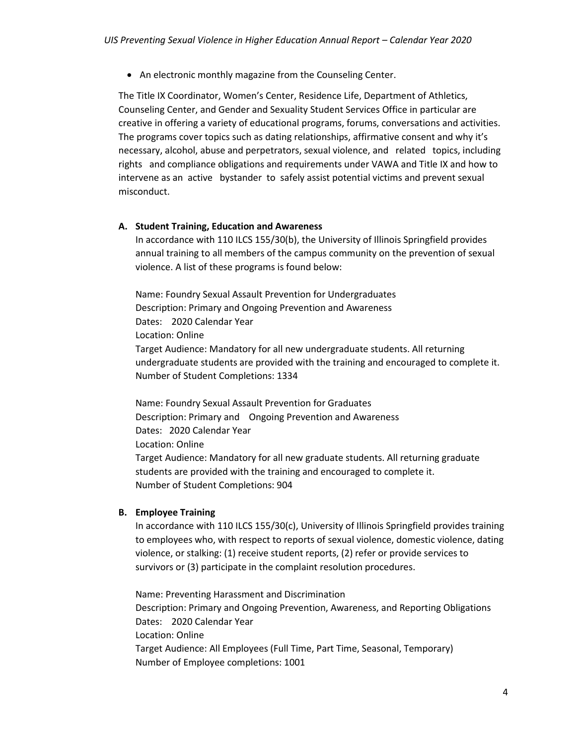- An electronic monthly magazine from the Counseling Center.

The Title IX Coordinator, Women's Center, Residence Life, Department of Athletics, Counseling Center, and Gender and Sexuality Student Services Office in particular are creative in offering a variety of educational programs, forums, conversations and activities. The programs cover topics such as dating relationships, affirmative consent and why it's necessary, alcohol, abuse and perpetrators, sexual violence, and related topics, including rights and compliance obligations and requirements under VAWA and Title IX and how to intervene as an active bystander to safely assist potential victims and prevent sexual misconduct.

**A. Student Training, Education and Awareness**

In accordance with 110 ILCS 155/30(b), the University of Illinois Springfield provides annual training to all members of the campus community on the prevention of sexual violence. A list of these programs is found below:

Name: Foundry Sexual Assault Prevention for Undergraduates
Description: Primary and Ongoing Prevention and Awareness
Dates: 2020 Calendar Year
Location: Online
Target Audience: Mandatory for all new undergraduate students. All returning undergraduate students are provided with the training and encouraged to complete it.
Number of Student Completions: 1334

Name: Foundry Sexual Assault Prevention for Graduates
Description: Primary and Ongoing Prevention and Awareness
Dates: 2020 Calendar Year
Location: Online
Target Audience: Mandatory for all new graduate students. All returning graduate students are provided with the training and encouraged to complete it.
Number of Student Completions: 904

**B. Employee Training**

In accordance with 110 ILCS 155/30(c), University of Illinois Springfield provides training to employees who, with respect to reports of sexual violence, domestic violence, dating violence, or stalking: (1) receive student reports, (2) refer or provide services to survivors or (3) participate in the complaint resolution procedures.

Name: Preventing Harassment and Discrimination
Description: Primary and Ongoing Prevention, Awareness, and Reporting Obligations
Dates: 2020 Calendar Year
Location: Online
Target Audience: All Employees (Full Time, Part Time, Seasonal, Temporary)
Number of Employee completions: 1001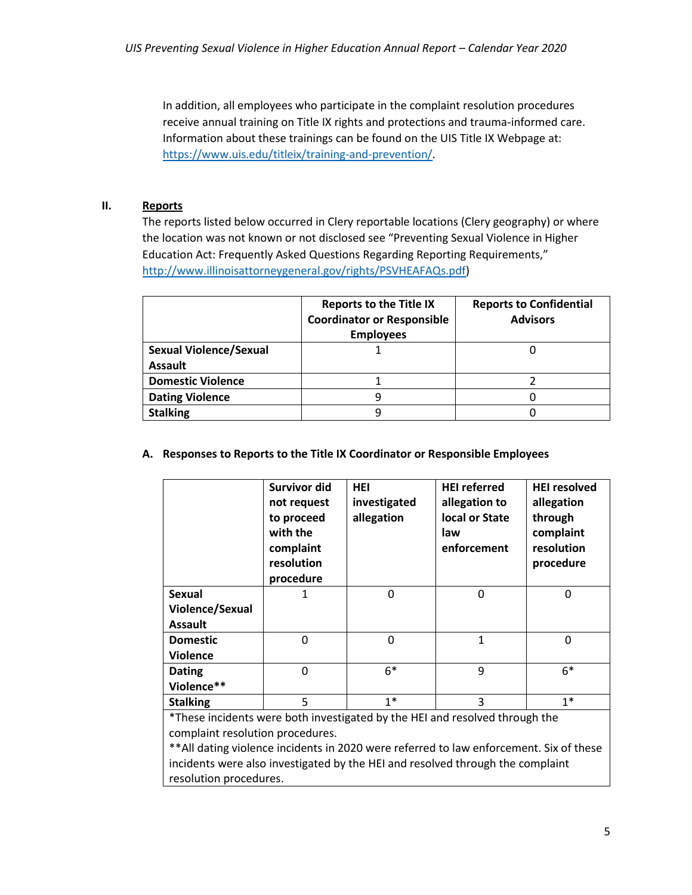In addition, all employees who participate in the complaint resolution procedures receive annual training on Title IX rights and protections and trauma-informed care. Information about these trainings can be found on the UIS Title IX Webpage at: https://www.uis.edu/titleix/training-and-prevention/.

## II. Reports

The reports listed below occurred in Clery reportable locations (Clery geography) or where the location was not known or not disclosed see "Preventing Sexual Violence in Higher Education Act: Frequently Asked Questions Regarding Reporting Requirements," http://www.illinoisattorneygeneral.gov/rights/PSVHEAFAQs.pdf)

| | Reports to the Title IX Coordinator or Responsible Employees | Reports to Confidential Advisors |
|---|---|---|
| **Sexual Violence/Sexual Assault** | 1 | 0 |
| **Domestic Violence** | 1 | 2 |
| **Dating Violence** | 9 | 0 |
| **Stalking** | 9 | 0 |

### A. Responses to Reports to the Title IX Coordinator or Responsible Employees

| | Survivor did not request to proceed with the complaint resolution procedure | HEI investigated allegation | HEI referred allegation to local or State law enforcement | HEI resolved allegation through complaint resolution procedure |
|---|---|---|---|---|
| **Sexual Violence/Sexual Assault** | 1 | 0 | 0 | 0 |
| **Domestic Violence** | 0 | 0 | 1 | 0 |
| **Dating Violence**** | 0 | 6* | 9 | 6* |
| **Stalking** | 5 | 1* | 3 | 1* |

*These incidents were both investigated by the HEI and resolved through the complaint resolution procedures.
**All dating violence incidents in 2020 were referred to law enforcement. Six of these incidents were also investigated by the HEI and resolved through the complaint resolution procedures.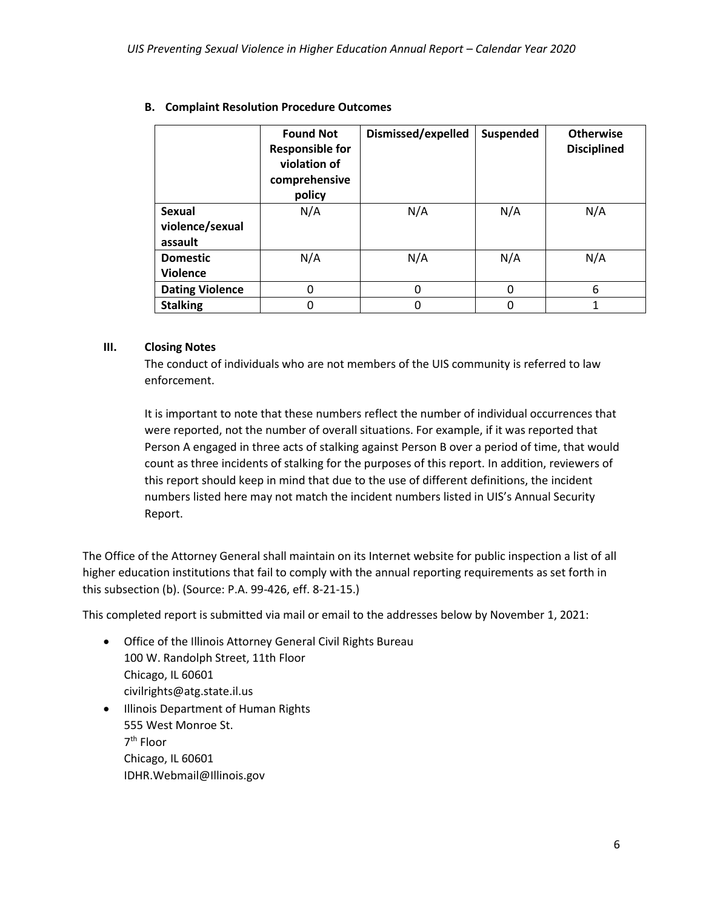### B. Complaint Resolution Procedure Outcomes

| | Found Not Responsible for violation of comprehensive policy | Dismissed/expelled | Suspended | Otherwise Disciplined |
|---|---|---|---|---|
| **Sexual violence/sexual assault** | N/A | N/A | N/A | N/A |
| **Domestic Violence** | N/A | N/A | N/A | N/A |
| **Dating Violence** | 0 | 0 | 0 | 6 |
| **Stalking** | 0 | 0 | 0 | 1 |

## III. Closing Notes

The conduct of individuals who are not members of the UIS community is referred to law enforcement.

It is important to note that these numbers reflect the number of individual occurrences that were reported, not the number of overall situations. For example, if it was reported that Person A engaged in three acts of stalking against Person B over a period of time, that would count as three incidents of stalking for the purposes of this report. In addition, reviewers of this report should keep in mind that due to the use of different definitions, the incident numbers listed here may not match the incident numbers listed in UIS's Annual Security Report.

The Office of the Attorney General shall maintain on its Internet website for public inspection a list of all higher education institutions that fail to comply with the annual reporting requirements as set forth in this subsection (b). (Source: P.A. 99-426, eff. 8-21-15.)

This completed report is submitted via mail or email to the addresses below by November 1, 2021:

- Office of the Illinois Attorney General Civil Rights Bureau
  100 W. Randolph Street, 11th Floor
  Chicago, IL 60601
  civilrights@atg.state.il.us
- Illinois Department of Human Rights
  555 West Monroe St.
  7th Floor
  Chicago, IL 60601
  IDHR.Webmail@Illinois.gov